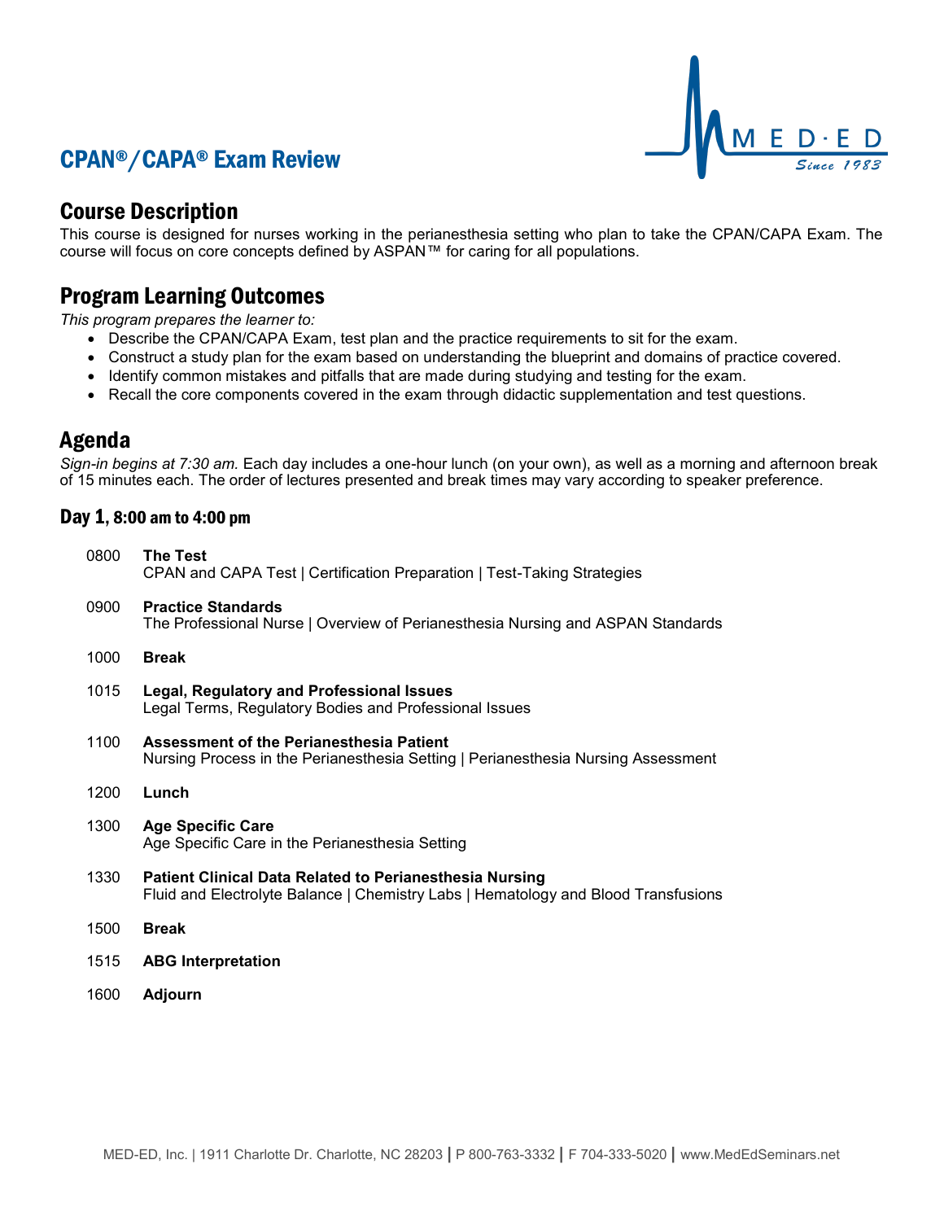# CPAN®/CAPA® Exam Review

## Course Description

This course is designed for nurses working in the perianesthesia setting who plan to take the CPAN/CAPA Exam. The course will focus on core concepts defined by ASPAN™ for caring for all populations.

## Program Learning Outcomes

*This program prepares the learner to:*

- Describe the CPAN/CAPA Exam, test plan and the practice requirements to sit for the exam.
- Construct a study plan for the exam based on understanding the blueprint and domains of practice covered.
- Identify common mistakes and pitfalls that are made during studying and testing for the exam.
- Recall the core components covered in the exam through didactic supplementation and test questions.

## Agenda

*Sign-in begins at 7:30 am.* Each day includes a one-hour lunch (on your own), as well as a morning and afternoon break of 15 minutes each. The order of lectures presented and break times may vary according to speaker preference.

### Day 1, 8:00 am to 4:00 pm

0800 **The Test**
CPAN and CAPA Test | Certification Preparation | Test-Taking Strategies

0900 **Practice Standards**
The Professional Nurse | Overview of Perianesthesia Nursing and ASPAN Standards

1000 **Break**

1015 **Legal, Regulatory and Professional Issues**
Legal Terms, Regulatory Bodies and Professional Issues

1100 **Assessment of the Perianesthesia Patient**
Nursing Process in the Perianesthesia Setting | Perianesthesia Nursing Assessment

1200 **Lunch**

1300 **Age Specific Care**
Age Specific Care in the Perianesthesia Setting

1330 **Patient Clinical Data Related to Perianesthesia Nursing**
Fluid and Electrolyte Balance | Chemistry Labs | Hematology and Blood Transfusions

1500 **Break**

1515 **ABG Interpretation**

1600 **Adjourn**

MED-ED, Inc. | 1911 Charlotte Dr. Charlotte, NC 28203 | P 800-763-3332 | F 704-333-5020 | www.MedEdSeminars.net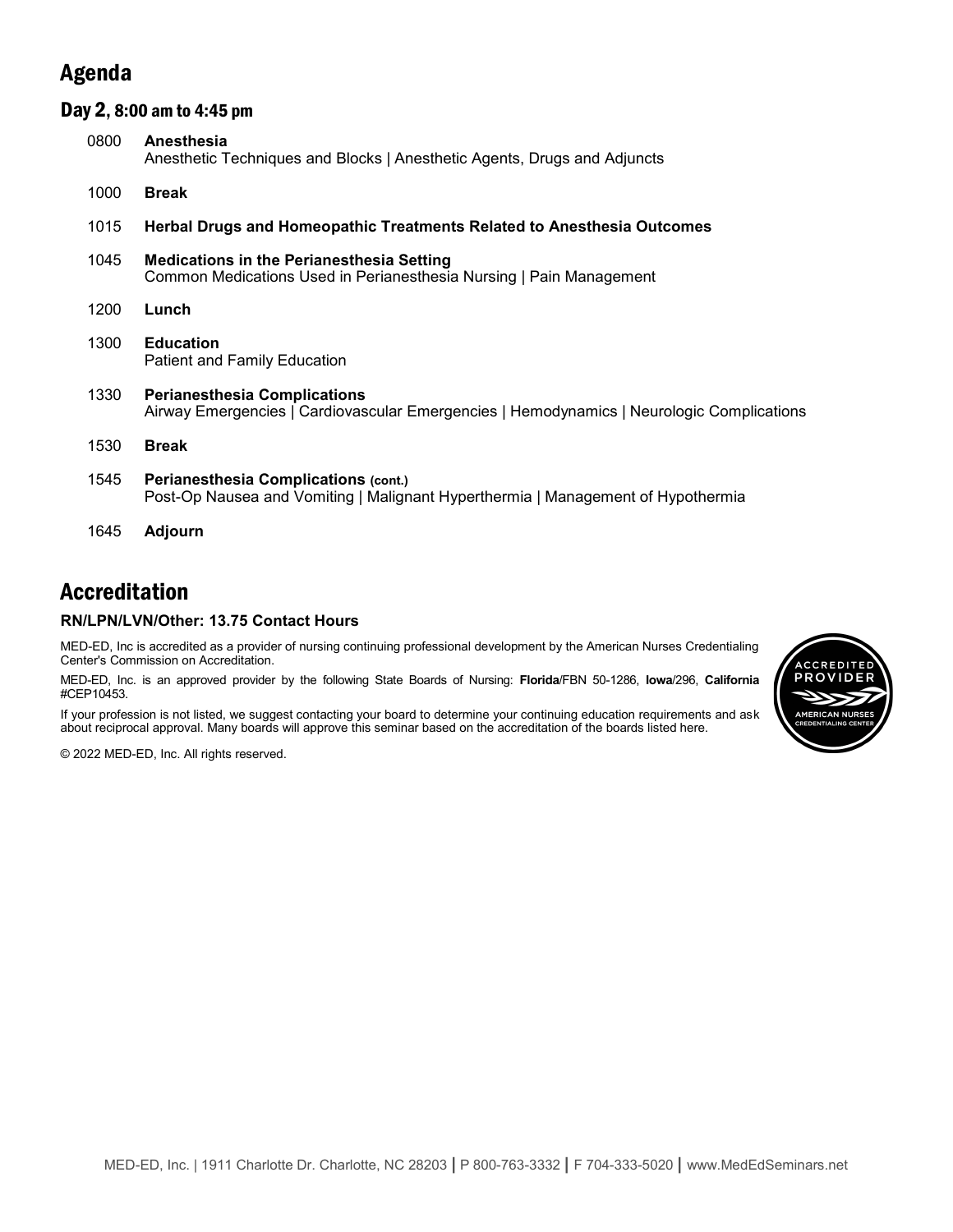## Agenda

### Day 2, 8:00 am to 4:45 pm

0800 **Anesthesia**
Anesthetic Techniques and Blocks | Anesthetic Agents, Drugs and Adjuncts

1000 **Break**

1015 **Herbal Drugs and Homeopathic Treatments Related to Anesthesia Outcomes**

1045 **Medications in the Perianesthesia Setting**
Common Medications Used in Perianesthesia Nursing | Pain Management

1200 **Lunch**

1300 **Education**
Patient and Family Education

1330 **Perianesthesia Complications**
Airway Emergencies | Cardiovascular Emergencies | Hemodynamics | Neurologic Complications

1530 **Break**

1545 **Perianesthesia Complications (cont.)**
Post-Op Nausea and Vomiting | Malignant Hyperthermia | Management of Hypothermia

1645 **Adjourn**

## Accreditation

**RN/LPN/LVN/Other: 13.75 Contact Hours**

MED-ED, Inc is accredited as a provider of nursing continuing professional development by the American Nurses Credentialing Center's Commission on Accreditation.

MED-ED, Inc. is an approved provider by the following State Boards of Nursing: **Florida**/FBN 50-1286, **Iowa**/296, **California** #CEP10453.

If your profession is not listed, we suggest contacting your board to determine your continuing education requirements and ask about reciprocal approval. Many boards will approve this seminar based on the accreditation of the boards listed here.

© 2022 MED-ED, Inc. All rights reserved.

MED-ED, Inc. | 1911 Charlotte Dr. Charlotte, NC 28203 | P 800-763-3332 | F 704-333-5020 | www.MedEdSeminars.net